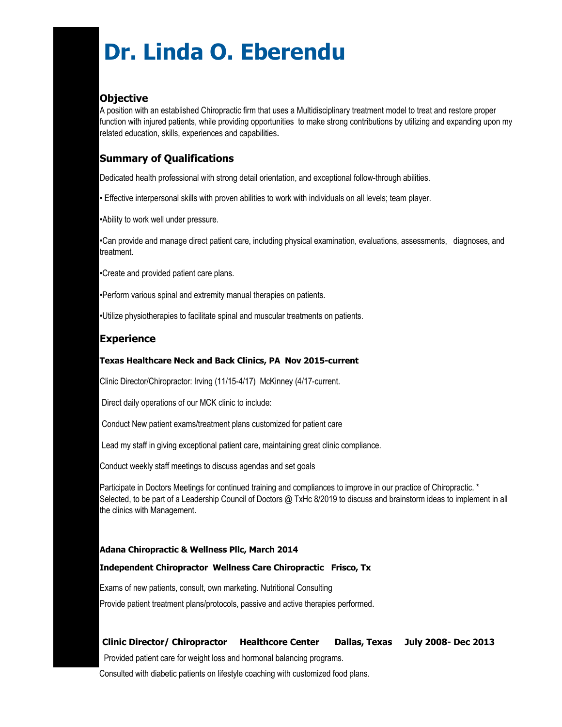# Dr. Linda O. Eberendu

## Objective

A position with an established Chiropractic firm that uses a Multidisciplinary treatment model to treat and restore proper function with injured patients, while providing opportunities to make strong contributions by utilizing and expanding upon my related education, skills, experiences and capabilities.

## Summary of Qualifications

Dedicated health professional with strong detail orientation, and exceptional follow-through abilities.

• Effective interpersonal skills with proven abilities to work with individuals on all levels; team player.

•Ability to work well under pressure.

•Can provide and manage direct patient care, including physical examination, evaluations, assessments, diagnoses, and treatment.

•Create and provided patient care plans.

•Perform various spinal and extremity manual therapies on patients.

•Utilize physiotherapies to facilitate spinal and muscular treatments on patients.

## Experience

**Texas Healthcare Neck and Back Clinics, PA Nov 2015-current**

Clinic Director/Chiropractor: Irving (11/15-4/17) McKinney (4/17-current.

Direct daily operations of our MCK clinic to include:

Conduct New patient exams/treatment plans customized for patient care

Lead my staff in giving exceptional patient care, maintaining great clinic compliance.

Conduct weekly staff meetings to discuss agendas and set goals

Participate in Doctors Meetings for continued training and compliances to improve in our practice of Chiropractic. * Selected, to be part of a Leadership Council of Doctors @ TxHc 8/2019 to discuss and brainstorm ideas to implement in all the clinics with Management.

**Adana Chiropractic & Wellness Pllc, March 2014**

**Independent Chiropractor Wellness Care Chiropractic Frisco, Tx**

Exams of new patients, consult, own marketing. Nutritional Consulting

Provide patient treatment plans/protocols, passive and active therapies performed.

**Clinic Director/ Chiropractor Healthcore Center Dallas, Texas July 2008- Dec 2013**

Provided patient care for weight loss and hormonal balancing programs.

Consulted with diabetic patients on lifestyle coaching with customized food plans.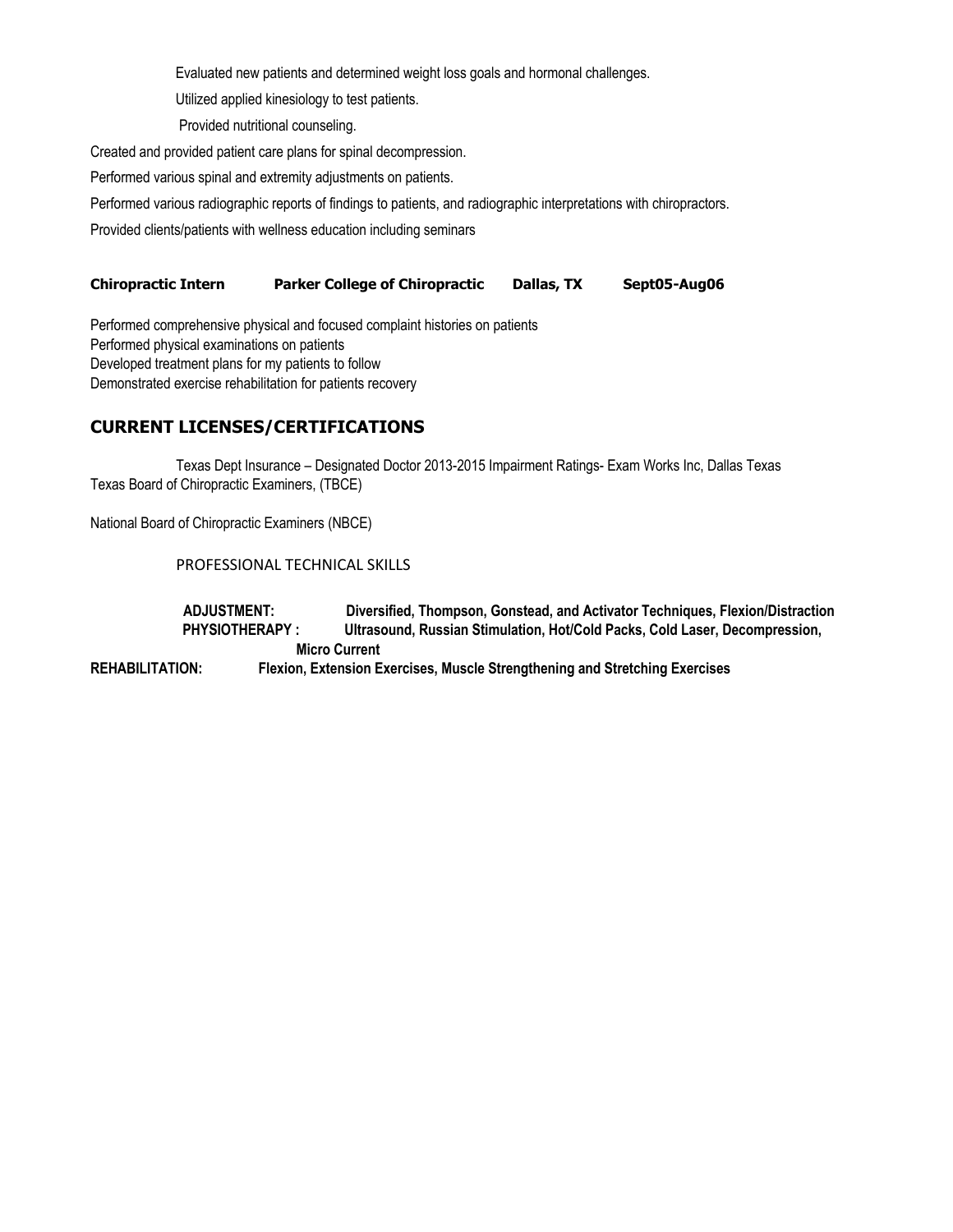Evaluated new patients and determined weight loss goals and hormonal challenges.

Utilized applied kinesiology to test patients.

Provided nutritional counseling.

Created and provided patient care plans for spinal decompression.

Performed various spinal and extremity adjustments on patients.

Performed various radiographic reports of findings to patients, and radiographic interpretations with chiropractors.

Provided clients/patients with wellness education including seminars

**Chiropractic Intern Parker College of Chiropractic Dallas, TX Sept05-Aug06**

Performed comprehensive physical and focused complaint histories on patients
Performed physical examinations on patients
Developed treatment plans for my patients to follow
Demonstrated exercise rehabilitation for patients recovery

## CURRENT LICENSES/CERTIFICATIONS

Texas Dept Insurance – Designated Doctor 2013-2015 Impairment Ratings- Exam Works Inc, Dallas Texas
Texas Board of Chiropractic Examiners, (TBCE)

National Board of Chiropractic Examiners (NBCE)

PROFESSIONAL TECHNICAL SKILLS

**ADJUSTMENT:** **Diversified, Thompson, Gonstead, and Activator Techniques, Flexion/Distraction**
**PHYSIOTHERAPY :** **Ultrasound, Russian Stimulation, Hot/Cold Packs, Cold Laser, Decompression, Micro Current**
**REHABILITATION:** **Flexion, Extension Exercises, Muscle Strengthening and Stretching Exercises**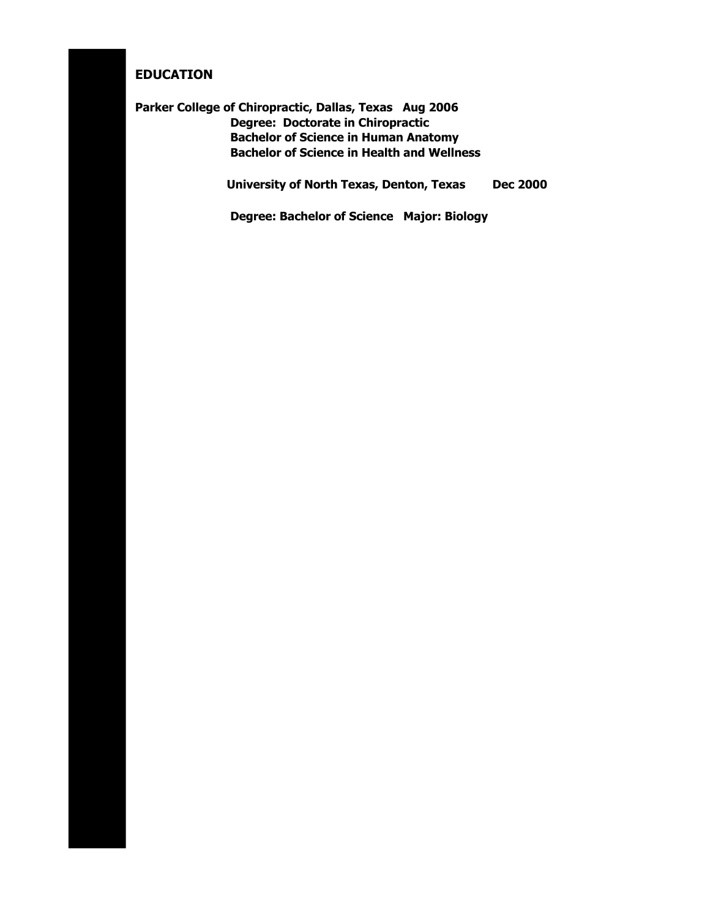## EDUCATION

**Parker College of Chiropractic, Dallas, Texas   Aug 2006**

**Degree: Doctorate in Chiropractic**
**Bachelor of Science in Human Anatomy**
**Bachelor of Science in Health and Wellness**

**University of North Texas, Denton, Texas   Dec 2000**

**Degree: Bachelor of Science   Major: Biology**